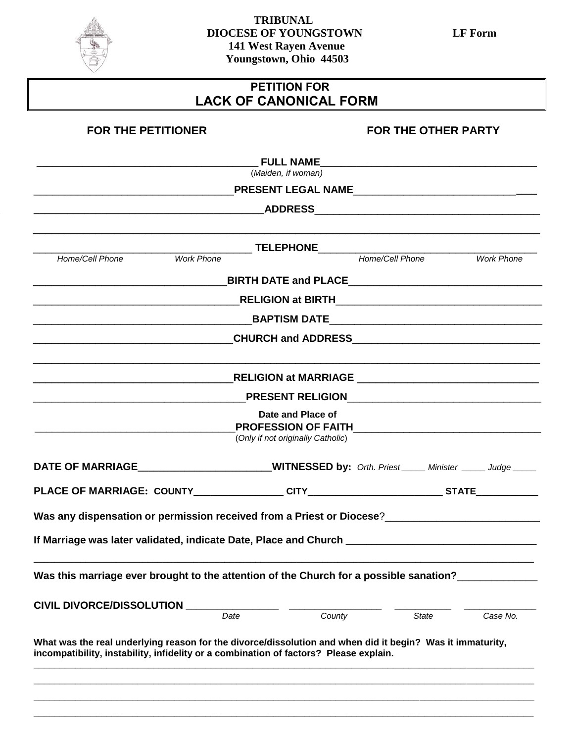**TRIBUNAL**
**DIOCESE OF YOUNGSTOWN**
**141 West Rayen Avenue**
**Youngstown, Ohio 44503**

**LF Form**

# PETITION FOR
# LACK OF CANONICAL FORM

| FOR THE PETITIONER | | FOR THE OTHER PARTY |
|---|---|---|
| ______________________ | **FULL NAME** (*Maiden, if woman*) | ______________________ |
| ______________________ | **PRESENT LEGAL NAME** | ______________________ |
| ______________________ ______________________ | **ADDRESS** | ______________________ ______________________ |
| *Home/Cell Phone* ________ *Work Phone* ________ | **TELEPHONE** | *Home/Cell Phone* ________ *Work Phone* ________ |
| ______________________ | **BIRTH DATE and PLACE** | ______________________ |
| ______________________ | **RELIGION at BIRTH** | ______________________ |
| ______________________ | **BAPTISM DATE** | ______________________ |
| ______________________ ______________________ | **CHURCH and ADDRESS** | ______________________ ______________________ |
| ______________________ | **RELIGION at MARRIAGE** | ______________________ |
| ______________________ | **PRESENT RELIGION** | ______________________ |
| ______________________ | **Date and Place of PROFESSION OF FAITH** (*Only if not originally Catholic*) | ______________________ |

**DATE OF MARRIAGE**______________________ **WITNESSED by:** *Orth. Priest* _____ *Minister* _____ *Judge* _____

**PLACE OF MARRIAGE: COUNTY**_______________ **CITY**_______________________ **STATE**___________

**Was any dispensation or permission received from a Priest or Diocese**?__________________________

**If Marriage was later validated, indicate Date, Place and Church** ________________________________

_____________________________________________________________________________________

**Was this marriage ever brought to the attention of the Church for a possible sanation?**_____________

**CIVIL DIVORCE/DISSOLUTION** _______________ _______________ __________ ___________
*Date* *County* *State* *Case No.*

**What was the real underlying reason for the divorce/dissolution and when did it begin? Was it immaturity, incompatibility, instability, infidelity or a combination of factors? Please explain.**

_____________________________________________________________________________________

_____________________________________________________________________________________

_____________________________________________________________________________________

_____________________________________________________________________________________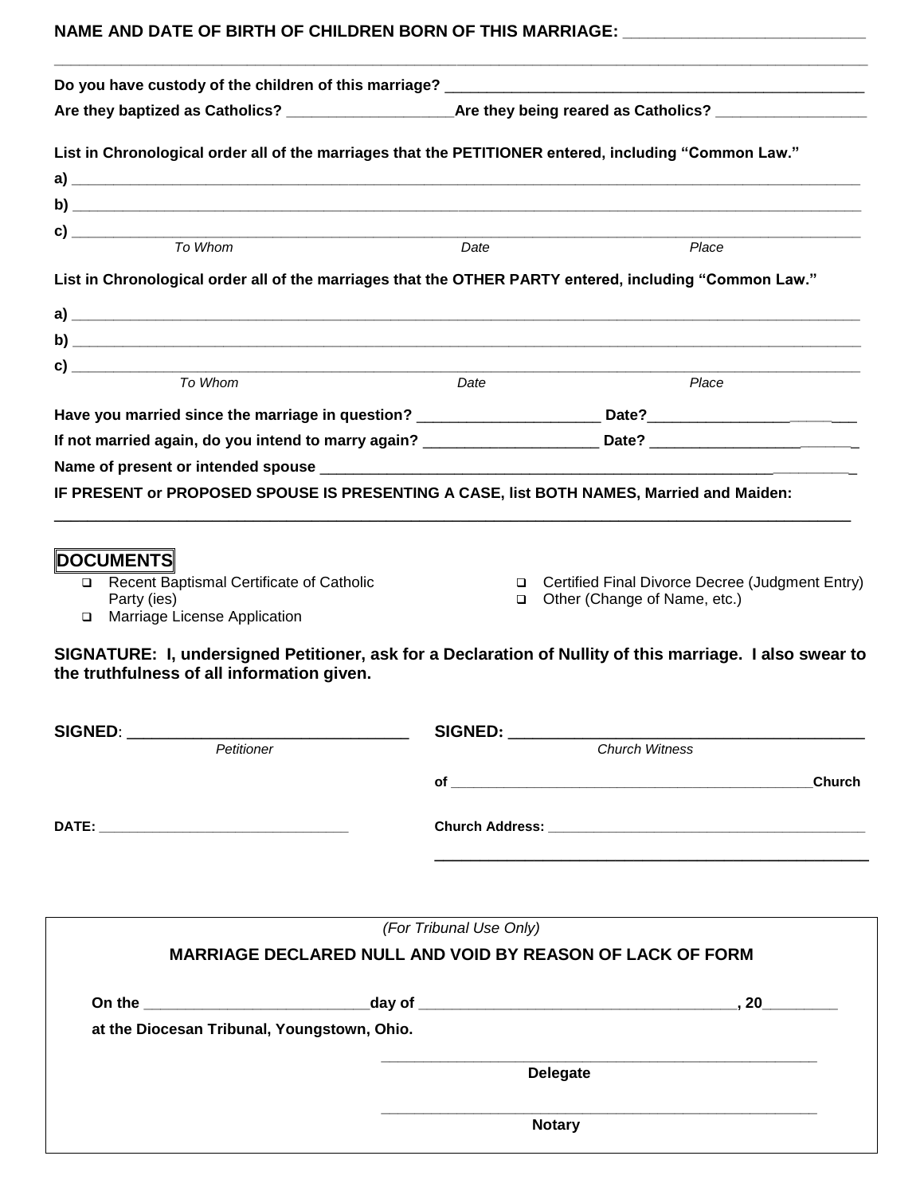**NAME AND DATE OF BIRTH OF CHILDREN BORN OF THIS MARRIAGE:** ___________________________

_____________________________________________________________________________________________

**Do you have custody of the children of this marriage?** ___________________________________________________

**Are they baptized as Catholics?** ____________________ **Are they being reared as Catholics?** __________________

**List in Chronological order all of the marriages that the PETITIONER entered, including "Common Law."**

**a)** _____________________________________________________________________________________________

**b)** _____________________________________________________________________________________________

**c)** _____________________________________________________________________________________________

*To Whom* *Date* *Place*

**List in Chronological order all of the marriages that the OTHER PARTY entered, including "Common Law."**

**a)** _____________________________________________________________________________________________

**b)** _____________________________________________________________________________________________

**c)** _____________________________________________________________________________________________

*To Whom* *Date* *Place*

**Have you married since the marriage in question?** ______________________ **Date?**_________________________

**If not married again, do you intend to marry again?** _____________________ **Date?** _________________________

**Name of present or intended spouse** __________________________________________________________________

**IF PRESENT or PROPOSED SPOUSE IS PRESENTING A CASE, list BOTH NAMES, Married and Maiden:**

_____________________________________________________________________________________________

## DOCUMENTS

- ❑ Recent Baptismal Certificate of Catholic Party (ies)
- ❑ Marriage License Application
- ❑ Certified Final Divorce Decree (Judgment Entry)
- ❑ Other (Change of Name, etc.)

**SIGNATURE: I, undersigned Petitioner, ask for a Declaration of Nullity of this marriage. I also swear to the truthfulness of all information given.**

**SIGNED**: _______________________________
*Petitioner*

**DATE:** _________________________________

**SIGNED:** _________________________________________
*Church Witness*

**of** _______________________________________________ **Church**

**Church Address:** __________________________________________

_____________________________________________________

*(For Tribunal Use Only)*

**MARRIAGE DECLARED NULL AND VOID BY REASON OF LACK OF FORM**

**On the** ___________________________ **day of** ________________________________________, **20**_________

**at the Diocesan Tribunal, Youngstown, Ohio.**

_______________________________________________________
**Delegate**

_______________________________________________________
**Notary**